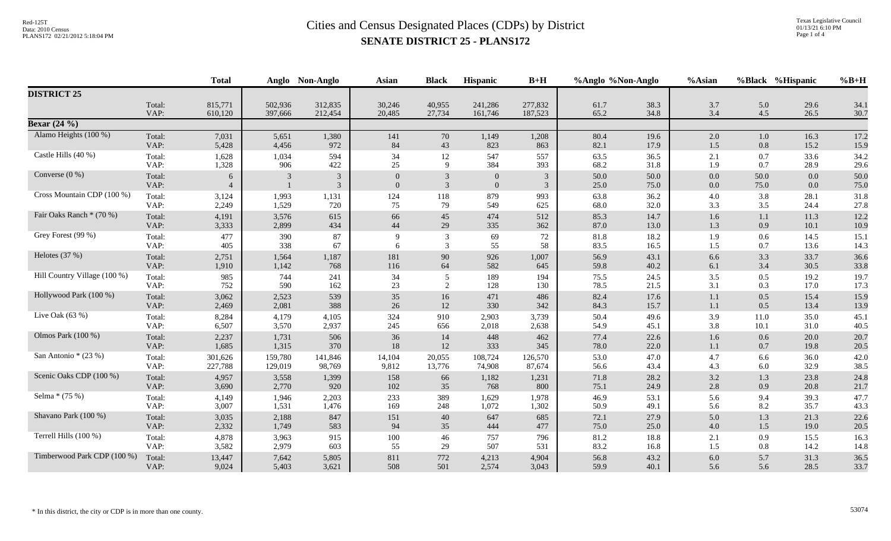# Cities and Census Designated Places (CDPs) by District

## SENATE DISTRICT 25 - PLANS172

| | | Total | Anglo | Non-Anglo | Asian | Black | Hispanic | B+H | %Anglo | %Non-Anglo | %Asian | %Black | %Hispanic | %B+H |
|---|---|---|---|---|---|---|---|---|---|---|---|---|---|---|
| **DISTRICT 25** | | | | | | | | | | | | | | |
| | Total: | 815,771 | 502,936 | 312,835 | 30,246 | 40,955 | 241,286 | 277,832 | 61.7 | 38.3 | 3.7 | 5.0 | 29.6 | 34.1 |
| | VAP: | 610,120 | 397,666 | 212,454 | 20,485 | 27,734 | 161,746 | 187,523 | 65.2 | 34.8 | 3.4 | 4.5 | 26.5 | 30.7 |
| **Bexar (24 %)** | | | | | | | | | | | | | | |
| Alamo Heights (100 %) | Total: | 7,031 | 5,651 | 1,380 | 141 | 70 | 1,149 | 1,208 | 80.4 | 19.6 | 2.0 | 1.0 | 16.3 | 17.2 |
| | VAP: | 5,428 | 4,456 | 972 | 84 | 43 | 823 | 863 | 82.1 | 17.9 | 1.5 | 0.8 | 15.2 | 15.9 |
| Castle Hills (40 %) | Total: | 1,628 | 1,034 | 594 | 34 | 12 | 547 | 557 | 63.5 | 36.5 | 2.1 | 0.7 | 33.6 | 34.2 |
| | VAP: | 1,328 | 906 | 422 | 25 | 9 | 384 | 393 | 68.2 | 31.8 | 1.9 | 0.7 | 28.9 | 29.6 |
| Converse (0 %) | Total: | 6 | 3 | 3 | 0 | 3 | 0 | 3 | 50.0 | 50.0 | 0.0 | 50.0 | 0.0 | 50.0 |
| | VAP: | 4 | 1 | 3 | 0 | 3 | 0 | 3 | 25.0 | 75.0 | 0.0 | 75.0 | 0.0 | 75.0 |
| Cross Mountain CDP (100 %) | Total: | 3,124 | 1,993 | 1,131 | 124 | 118 | 879 | 993 | 63.8 | 36.2 | 4.0 | 3.8 | 28.1 | 31.8 |
| | VAP: | 2,249 | 1,529 | 720 | 75 | 79 | 549 | 625 | 68.0 | 32.0 | 3.3 | 3.5 | 24.4 | 27.8 |
| Fair Oaks Ranch * (70 %) | Total: | 4,191 | 3,576 | 615 | 66 | 45 | 474 | 512 | 85.3 | 14.7 | 1.6 | 1.1 | 11.3 | 12.2 |
| | VAP: | 3,333 | 2,899 | 434 | 44 | 29 | 335 | 362 | 87.0 | 13.0 | 1.3 | 0.9 | 10.1 | 10.9 |
| Grey Forest (99 %) | Total: | 477 | 390 | 87 | 9 | 3 | 69 | 72 | 81.8 | 18.2 | 1.9 | 0.6 | 14.5 | 15.1 |
| | VAP: | 405 | 338 | 67 | 6 | 3 | 55 | 58 | 83.5 | 16.5 | 1.5 | 0.7 | 13.6 | 14.3 |
| Helotes (37 %) | Total: | 2,751 | 1,564 | 1,187 | 181 | 90 | 926 | 1,007 | 56.9 | 43.1 | 6.6 | 3.3 | 33.7 | 36.6 |
| | VAP: | 1,910 | 1,142 | 768 | 116 | 64 | 582 | 645 | 59.8 | 40.2 | 6.1 | 3.4 | 30.5 | 33.8 |
| Hill Country Village (100 %) | Total: | 985 | 744 | 241 | 34 | 5 | 189 | 194 | 75.5 | 24.5 | 3.5 | 0.5 | 19.2 | 19.7 |
| | VAP: | 752 | 590 | 162 | 23 | 2 | 128 | 130 | 78.5 | 21.5 | 3.1 | 0.3 | 17.0 | 17.3 |
| Hollywood Park (100 %) | Total: | 3,062 | 2,523 | 539 | 35 | 16 | 471 | 486 | 82.4 | 17.6 | 1.1 | 0.5 | 15.4 | 15.9 |
| | VAP: | 2,469 | 2,081 | 388 | 26 | 12 | 330 | 342 | 84.3 | 15.7 | 1.1 | 0.5 | 13.4 | 13.9 |
| Live Oak (63 %) | Total: | 8,284 | 4,179 | 4,105 | 324 | 910 | 2,903 | 3,739 | 50.4 | 49.6 | 3.9 | 11.0 | 35.0 | 45.1 |
| | VAP: | 6,507 | 3,570 | 2,937 | 245 | 656 | 2,018 | 2,638 | 54.9 | 45.1 | 3.8 | 10.1 | 31.0 | 40.5 |
| Olmos Park (100 %) | Total: | 2,237 | 1,731 | 506 | 36 | 14 | 448 | 462 | 77.4 | 22.6 | 1.6 | 0.6 | 20.0 | 20.7 |
| | VAP: | 1,685 | 1,315 | 370 | 18 | 12 | 333 | 345 | 78.0 | 22.0 | 1.1 | 0.7 | 19.8 | 20.5 |
| San Antonio * (23 %) | Total: | 301,626 | 159,780 | 141,846 | 14,104 | 20,055 | 108,724 | 126,570 | 53.0 | 47.0 | 4.7 | 6.6 | 36.0 | 42.0 |
| | VAP: | 227,788 | 129,019 | 98,769 | 9,812 | 13,776 | 74,908 | 87,674 | 56.6 | 43.4 | 4.3 | 6.0 | 32.9 | 38.5 |
| Scenic Oaks CDP (100 %) | Total: | 4,957 | 3,558 | 1,399 | 158 | 66 | 1,182 | 1,231 | 71.8 | 28.2 | 3.2 | 1.3 | 23.8 | 24.8 |
| | VAP: | 3,690 | 2,770 | 920 | 102 | 35 | 768 | 800 | 75.1 | 24.9 | 2.8 | 0.9 | 20.8 | 21.7 |
| Selma * (75 %) | Total: | 4,149 | 1,946 | 2,203 | 233 | 389 | 1,629 | 1,978 | 46.9 | 53.1 | 5.6 | 9.4 | 39.3 | 47.7 |
| | VAP: | 3,007 | 1,531 | 1,476 | 169 | 248 | 1,072 | 1,302 | 50.9 | 49.1 | 5.6 | 8.2 | 35.7 | 43.3 |
| Shavano Park (100 %) | Total: | 3,035 | 2,188 | 847 | 151 | 40 | 647 | 685 | 72.1 | 27.9 | 5.0 | 1.3 | 21.3 | 22.6 |
| | VAP: | 2,332 | 1,749 | 583 | 94 | 35 | 444 | 477 | 75.0 | 25.0 | 4.0 | 1.5 | 19.0 | 20.5 |
| Terrell Hills (100 %) | Total: | 4,878 | 3,963 | 915 | 100 | 46 | 757 | 796 | 81.2 | 18.8 | 2.1 | 0.9 | 15.5 | 16.3 |
| | VAP: | 3,582 | 2,979 | 603 | 55 | 29 | 507 | 531 | 83.2 | 16.8 | 1.5 | 0.8 | 14.2 | 14.8 |
| Timberwood Park CDP (100 %) | Total: | 13,447 | 7,642 | 5,805 | 811 | 772 | 4,213 | 4,904 | 56.8 | 43.2 | 6.0 | 5.7 | 31.3 | 36.5 |
| | VAP: | 9,024 | 5,403 | 3,621 | 508 | 501 | 2,574 | 3,043 | 59.9 | 40.1 | 5.6 | 5.6 | 28.5 | 33.7 |

* In this district, the city or CDP is in more than one county.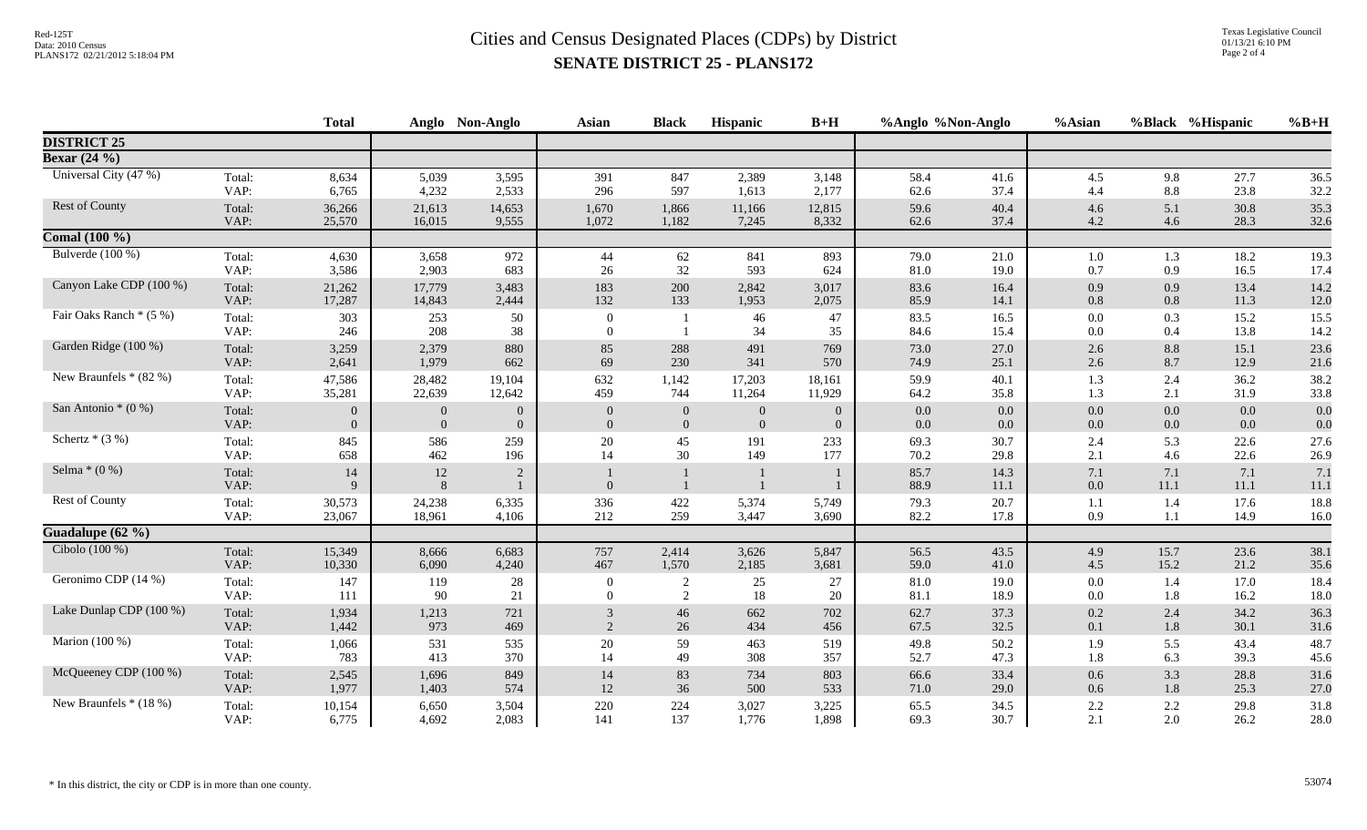# Cities and Census Designated Places (CDPs) by District

## SENATE DISTRICT 25 - PLANS172

| | | Total | Anglo | Non-Anglo | Asian | Black | Hispanic | B+H | %Anglo | %Non-Anglo | %Asian | %Black | %Hispanic | %B+H |
|---|---|---|---|---|---|---|---|---|---|---|---|---|---|---|
| **DISTRICT 25** | | | | | | | | | | | | | | |
| **Bexar (24 %)** | | | | | | | | | | | | | | |
| Universal City (47 %) | Total: | 8,634 | 5,039 | 3,595 | 391 | 847 | 2,389 | 3,148 | 58.4 | 41.6 | 4.5 | 9.8 | 27.7 | 36.5 |
| | VAP: | 6,765 | 4,232 | 2,533 | 296 | 597 | 1,613 | 2,177 | 62.6 | 37.4 | 4.4 | 8.8 | 23.8 | 32.2 |
| Rest of County | Total: | 36,266 | 21,613 | 14,653 | 1,670 | 1,866 | 11,166 | 12,815 | 59.6 | 40.4 | 4.6 | 5.1 | 30.8 | 35.3 |
| | VAP: | 25,570 | 16,015 | 9,555 | 1,072 | 1,182 | 7,245 | 8,332 | 62.6 | 37.4 | 4.2 | 4.6 | 28.3 | 32.6 |
| **Comal (100 %)** | | | | | | | | | | | | | | |
| Bulverde (100 %) | Total: | 4,630 | 3,658 | 972 | 44 | 62 | 841 | 893 | 79.0 | 21.0 | 1.0 | 1.3 | 18.2 | 19.3 |
| | VAP: | 3,586 | 2,903 | 683 | 26 | 32 | 593 | 624 | 81.0 | 19.0 | 0.7 | 0.9 | 16.5 | 17.4 |
| Canyon Lake CDP (100 %) | Total: | 21,262 | 17,779 | 3,483 | 183 | 200 | 2,842 | 3,017 | 83.6 | 16.4 | 0.9 | 0.9 | 13.4 | 14.2 |
| | VAP: | 17,287 | 14,843 | 2,444 | 132 | 133 | 1,953 | 2,075 | 85.9 | 14.1 | 0.8 | 0.8 | 11.3 | 12.0 |
| Fair Oaks Ranch * (5 %) | Total: | 303 | 253 | 50 | 0 | 1 | 46 | 47 | 83.5 | 16.5 | 0.0 | 0.3 | 15.2 | 15.5 |
| | VAP: | 246 | 208 | 38 | 0 | 1 | 34 | 35 | 84.6 | 15.4 | 0.0 | 0.4 | 13.8 | 14.2 |
| Garden Ridge (100 %) | Total: | 3,259 | 2,379 | 880 | 85 | 288 | 491 | 769 | 73.0 | 27.0 | 2.6 | 8.8 | 15.1 | 23.6 |
| | VAP: | 2,641 | 1,979 | 662 | 69 | 230 | 341 | 570 | 74.9 | 25.1 | 2.6 | 8.7 | 12.9 | 21.6 |
| New Braunfels * (82 %) | Total: | 47,586 | 28,482 | 19,104 | 632 | 1,142 | 17,203 | 18,161 | 59.9 | 40.1 | 1.3 | 2.4 | 36.2 | 38.2 |
| | VAP: | 35,281 | 22,639 | 12,642 | 459 | 744 | 11,264 | 11,929 | 64.2 | 35.8 | 1.3 | 2.1 | 31.9 | 33.8 |
| San Antonio * (0 %) | Total: | 0 | 0 | 0 | 0 | 0 | 0 | 0 | 0.0 | 0.0 | 0.0 | 0.0 | 0.0 | 0.0 |
| | VAP: | 0 | 0 | 0 | 0 | 0 | 0 | 0 | 0.0 | 0.0 | 0.0 | 0.0 | 0.0 | 0.0 |
| Schertz * (3 %) | Total: | 845 | 586 | 259 | 20 | 45 | 191 | 233 | 69.3 | 30.7 | 2.4 | 5.3 | 22.6 | 27.6 |
| | VAP: | 658 | 462 | 196 | 14 | 30 | 149 | 177 | 70.2 | 29.8 | 2.1 | 4.6 | 22.6 | 26.9 |
| Selma * (0 %) | Total: | 14 | 12 | 2 | 1 | 1 | 1 | 1 | 85.7 | 14.3 | 7.1 | 7.1 | 7.1 | 7.1 |
| | VAP: | 9 | 8 | 1 | 0 | 1 | 1 | 1 | 88.9 | 11.1 | 0.0 | 11.1 | 11.1 | 11.1 |
| Rest of County | Total: | 30,573 | 24,238 | 6,335 | 336 | 422 | 5,374 | 5,749 | 79.3 | 20.7 | 1.1 | 1.4 | 17.6 | 18.8 |
| | VAP: | 23,067 | 18,961 | 4,106 | 212 | 259 | 3,447 | 3,690 | 82.2 | 17.8 | 0.9 | 1.1 | 14.9 | 16.0 |
| **Guadalupe (62 %)** | | | | | | | | | | | | | | |
| Cibolo (100 %) | Total: | 15,349 | 8,666 | 6,683 | 757 | 2,414 | 3,626 | 5,847 | 56.5 | 43.5 | 4.9 | 15.7 | 23.6 | 38.1 |
| | VAP: | 10,330 | 6,090 | 4,240 | 467 | 1,570 | 2,185 | 3,681 | 59.0 | 41.0 | 4.5 | 15.2 | 21.2 | 35.6 |
| Geronimo CDP (14 %) | Total: | 147 | 119 | 28 | 0 | 2 | 25 | 27 | 81.0 | 19.0 | 0.0 | 1.4 | 17.0 | 18.4 |
| | VAP: | 111 | 90 | 21 | 0 | 2 | 18 | 20 | 81.1 | 18.9 | 0.0 | 1.8 | 16.2 | 18.0 |
| Lake Dunlap CDP (100 %) | Total: | 1,934 | 1,213 | 721 | 3 | 46 | 662 | 702 | 62.7 | 37.3 | 0.2 | 2.4 | 34.2 | 36.3 |
| | VAP: | 1,442 | 973 | 469 | 2 | 26 | 434 | 456 | 67.5 | 32.5 | 0.1 | 1.8 | 30.1 | 31.6 |
| Marion (100 %) | Total: | 1,066 | 531 | 535 | 20 | 59 | 463 | 519 | 49.8 | 50.2 | 1.9 | 5.5 | 43.4 | 48.7 |
| | VAP: | 783 | 413 | 370 | 14 | 49 | 308 | 357 | 52.7 | 47.3 | 1.8 | 6.3 | 39.3 | 45.6 |
| McQueeney CDP (100 %) | Total: | 2,545 | 1,696 | 849 | 14 | 83 | 734 | 803 | 66.6 | 33.4 | 0.6 | 3.3 | 28.8 | 31.6 |
| | VAP: | 1,977 | 1,403 | 574 | 12 | 36 | 500 | 533 | 71.0 | 29.0 | 0.6 | 1.8 | 25.3 | 27.0 |
| New Braunfels * (18 %) | Total: | 10,154 | 6,650 | 3,504 | 220 | 224 | 3,027 | 3,225 | 65.5 | 34.5 | 2.2 | 2.2 | 29.8 | 31.8 |
| | VAP: | 6,775 | 4,692 | 2,083 | 141 | 137 | 1,776 | 1,898 | 69.3 | 30.7 | 2.1 | 2.0 | 26.2 | 28.0 |

\* In this district, the city or CDP is in more than one county.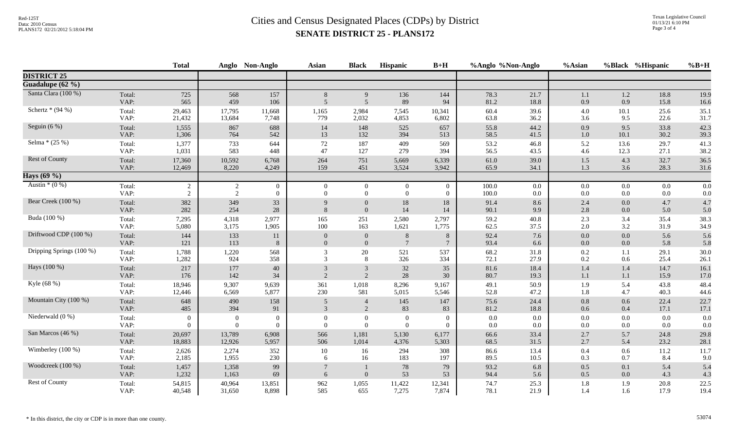# Cities and Census Designated Places (CDPs) by District

## SENATE DISTRICT 25 - PLANS172

| | | Total | Anglo | Non-Anglo | Asian | Black | Hispanic | B+H | %Anglo | %Non-Anglo | %Asian | %Black | %Hispanic | %B+H |
|---|---|---|---|---|---|---|---|---|---|---|---|---|---|---|
| **DISTRICT 25** | | | | | | | | | | | | | | |
| **Guadalupe (62 %)** | | | | | | | | | | | | | | |
| Santa Clara (100 %) | Total: | 725 | 568 | 157 | 8 | 9 | 136 | 144 | 78.3 | 21.7 | 1.1 | 1.2 | 18.8 | 19.9 |
| | VAP: | 565 | 459 | 106 | 5 | 5 | 89 | 94 | 81.2 | 18.8 | 0.9 | 0.9 | 15.8 | 16.6 |
| Schertz * (94 %) | Total: | 29,463 | 17,795 | 11,668 | 1,165 | 2,984 | 7,545 | 10,341 | 60.4 | 39.6 | 4.0 | 10.1 | 25.6 | 35.1 |
| | VAP: | 21,432 | 13,684 | 7,748 | 779 | 2,032 | 4,853 | 6,802 | 63.8 | 36.2 | 3.6 | 9.5 | 22.6 | 31.7 |
| Seguin (6 %) | Total: | 1,555 | 867 | 688 | 14 | 148 | 525 | 657 | 55.8 | 44.2 | 0.9 | 9.5 | 33.8 | 42.3 |
| | VAP: | 1,306 | 764 | 542 | 13 | 132 | 394 | 513 | 58.5 | 41.5 | 1.0 | 10.1 | 30.2 | 39.3 |
| Selma * (25 %) | Total: | 1,377 | 733 | 644 | 72 | 187 | 409 | 569 | 53.2 | 46.8 | 5.2 | 13.6 | 29.7 | 41.3 |
| | VAP: | 1,031 | 583 | 448 | 47 | 127 | 279 | 394 | 56.5 | 43.5 | 4.6 | 12.3 | 27.1 | 38.2 |
| Rest of County | Total: | 17,360 | 10,592 | 6,768 | 264 | 751 | 5,669 | 6,339 | 61.0 | 39.0 | 1.5 | 4.3 | 32.7 | 36.5 |
| | VAP: | 12,469 | 8,220 | 4,249 | 159 | 451 | 3,524 | 3,942 | 65.9 | 34.1 | 1.3 | 3.6 | 28.3 | 31.6 |
| **Hays (69 %)** | | | | | | | | | | | | | | |
| Austin * (0 %) | Total: | 2 | 2 | 0 | 0 | 0 | 0 | 0 | 100.0 | 0.0 | 0.0 | 0.0 | 0.0 | 0.0 |
| | VAP: | 2 | 2 | 0 | 0 | 0 | 0 | 0 | 100.0 | 0.0 | 0.0 | 0.0 | 0.0 | 0.0 |
| Bear Creek (100 %) | Total: | 382 | 349 | 33 | 9 | 0 | 18 | 18 | 91.4 | 8.6 | 2.4 | 0.0 | 4.7 | 4.7 |
| | VAP: | 282 | 254 | 28 | 8 | 0 | 14 | 14 | 90.1 | 9.9 | 2.8 | 0.0 | 5.0 | 5.0 |
| Buda (100 %) | Total: | 7,295 | 4,318 | 2,977 | 165 | 251 | 2,580 | 2,797 | 59.2 | 40.8 | 2.3 | 3.4 | 35.4 | 38.3 |
| | VAP: | 5,080 | 3,175 | 1,905 | 100 | 163 | 1,621 | 1,775 | 62.5 | 37.5 | 2.0 | 3.2 | 31.9 | 34.9 |
| Driftwood CDP (100 %) | Total: | 144 | 133 | 11 | 0 | 0 | 8 | 8 | 92.4 | 7.6 | 0.0 | 0.0 | 5.6 | 5.6 |
| | VAP: | 121 | 113 | 8 | 0 | 0 | 7 | 7 | 93.4 | 6.6 | 0.0 | 0.0 | 5.8 | 5.8 |
| Dripping Springs (100 %) | Total: | 1,788 | 1,220 | 568 | 3 | 20 | 521 | 537 | 68.2 | 31.8 | 0.2 | 1.1 | 29.1 | 30.0 |
| | VAP: | 1,282 | 924 | 358 | 3 | 8 | 326 | 334 | 72.1 | 27.9 | 0.2 | 0.6 | 25.4 | 26.1 |
| Hays (100 %) | Total: | 217 | 177 | 40 | 3 | 3 | 32 | 35 | 81.6 | 18.4 | 1.4 | 1.4 | 14.7 | 16.1 |
| | VAP: | 176 | 142 | 34 | 2 | 2 | 28 | 30 | 80.7 | 19.3 | 1.1 | 1.1 | 15.9 | 17.0 |
| Kyle (68 %) | Total: | 18,946 | 9,307 | 9,639 | 361 | 1,018 | 8,296 | 9,167 | 49.1 | 50.9 | 1.9 | 5.4 | 43.8 | 48.4 |
| | VAP: | 12,446 | 6,569 | 5,877 | 230 | 581 | 5,015 | 5,546 | 52.8 | 47.2 | 1.8 | 4.7 | 40.3 | 44.6 |
| Mountain City (100 %) | Total: | 648 | 490 | 158 | 5 | 4 | 145 | 147 | 75.6 | 24.4 | 0.8 | 0.6 | 22.4 | 22.7 |
| | VAP: | 485 | 394 | 91 | 3 | 2 | 83 | 83 | 81.2 | 18.8 | 0.6 | 0.4 | 17.1 | 17.1 |
| Niederwald (0 %) | Total: | 0 | 0 | 0 | 0 | 0 | 0 | 0 | 0.0 | 0.0 | 0.0 | 0.0 | 0.0 | 0.0 |
| | VAP: | 0 | 0 | 0 | 0 | 0 | 0 | 0 | 0.0 | 0.0 | 0.0 | 0.0 | 0.0 | 0.0 |
| San Marcos (46 %) | Total: | 20,697 | 13,789 | 6,908 | 566 | 1,181 | 5,130 | 6,177 | 66.6 | 33.4 | 2.7 | 5.7 | 24.8 | 29.8 |
| | VAP: | 18,883 | 12,926 | 5,957 | 506 | 1,014 | 4,376 | 5,303 | 68.5 | 31.5 | 2.7 | 5.4 | 23.2 | 28.1 |
| Wimberley (100 %) | Total: | 2,626 | 2,274 | 352 | 10 | 16 | 294 | 308 | 86.6 | 13.4 | 0.4 | 0.6 | 11.2 | 11.7 |
| | VAP: | 2,185 | 1,955 | 230 | 6 | 16 | 183 | 197 | 89.5 | 10.5 | 0.3 | 0.7 | 8.4 | 9.0 |
| Woodcreek (100 %) | Total: | 1,457 | 1,358 | 99 | 7 | 1 | 78 | 79 | 93.2 | 6.8 | 0.5 | 0.1 | 5.4 | 5.4 |
| | VAP: | 1,232 | 1,163 | 69 | 6 | 0 | 53 | 53 | 94.4 | 5.6 | 0.5 | 0.0 | 4.3 | 4.3 |
| Rest of County | Total: | 54,815 | 40,964 | 13,851 | 962 | 1,055 | 11,422 | 12,341 | 74.7 | 25.3 | 1.8 | 1.9 | 20.8 | 22.5 |
| | VAP: | 40,548 | 31,650 | 8,898 | 585 | 655 | 7,275 | 7,874 | 78.1 | 21.9 | 1.4 | 1.6 | 17.9 | 19.4 |

* In this district, the city or CDP is in more than one county.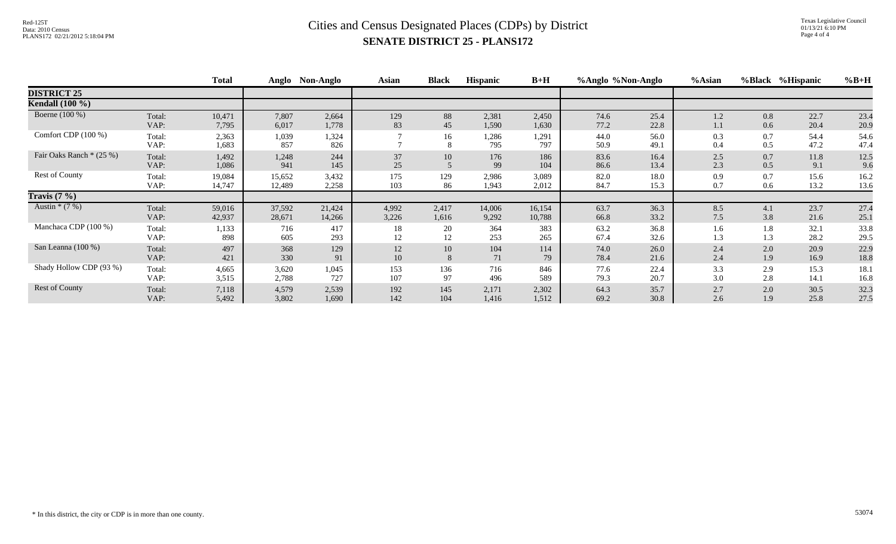# Cities and Census Designated Places (CDPs) by District

## SENATE DISTRICT 25 - PLANS172

| | | Total | Anglo | Non-Anglo | Asian | Black | Hispanic | B+H | %Anglo | %Non-Anglo | %Asian | %Black | %Hispanic | %B+H |
|---|---|---|---|---|---|---|---|---|---|---|---|---|---|---|
| **DISTRICT 25** | | | | | | | | | | | | | | |
| **Kendall (100 %)** | | | | | | | | | | | | | | |
| Boerne (100 %) | Total: | 10,471 | 7,807 | 2,664 | 129 | 88 | 2,381 | 2,450 | 74.6 | 25.4 | 1.2 | 0.8 | 22.7 | 23.4 |
| | VAP: | 7,795 | 6,017 | 1,778 | 83 | 45 | 1,590 | 1,630 | 77.2 | 22.8 | 1.1 | 0.6 | 20.4 | 20.9 |
| Comfort CDP (100 %) | Total: | 2,363 | 1,039 | 1,324 | 7 | 16 | 1,286 | 1,291 | 44.0 | 56.0 | 0.3 | 0.7 | 54.4 | 54.6 |
| | VAP: | 1,683 | 857 | 826 | 7 | 8 | 795 | 797 | 50.9 | 49.1 | 0.4 | 0.5 | 47.2 | 47.4 |
| Fair Oaks Ranch * (25 %) | Total: | 1,492 | 1,248 | 244 | 37 | 10 | 176 | 186 | 83.6 | 16.4 | 2.5 | 0.7 | 11.8 | 12.5 |
| | VAP: | 1,086 | 941 | 145 | 25 | 5 | 99 | 104 | 86.6 | 13.4 | 2.3 | 0.5 | 9.1 | 9.6 |
| Rest of County | Total: | 19,084 | 15,652 | 3,432 | 175 | 129 | 2,986 | 3,089 | 82.0 | 18.0 | 0.9 | 0.7 | 15.6 | 16.2 |
| | VAP: | 14,747 | 12,489 | 2,258 | 103 | 86 | 1,943 | 2,012 | 84.7 | 15.3 | 0.7 | 0.6 | 13.2 | 13.6 |
| **Travis (7 %)** | | | | | | | | | | | | | | |
| Austin * (7 %) | Total: | 59,016 | 37,592 | 21,424 | 4,992 | 2,417 | 14,006 | 16,154 | 63.7 | 36.3 | 8.5 | 4.1 | 23.7 | 27.4 |
| | VAP: | 42,937 | 28,671 | 14,266 | 3,226 | 1,616 | 9,292 | 10,788 | 66.8 | 33.2 | 7.5 | 3.8 | 21.6 | 25.1 |
| Manchaca CDP (100 %) | Total: | 1,133 | 716 | 417 | 18 | 20 | 364 | 383 | 63.2 | 36.8 | 1.6 | 1.8 | 32.1 | 33.8 |
| | VAP: | 898 | 605 | 293 | 12 | 12 | 253 | 265 | 67.4 | 32.6 | 1.3 | 1.3 | 28.2 | 29.5 |
| San Leanna (100 %) | Total: | 497 | 368 | 129 | 12 | 10 | 104 | 114 | 74.0 | 26.0 | 2.4 | 2.0 | 20.9 | 22.9 |
| | VAP: | 421 | 330 | 91 | 10 | 8 | 71 | 79 | 78.4 | 21.6 | 2.4 | 1.9 | 16.9 | 18.8 |
| Shady Hollow CDP (93 %) | Total: | 4,665 | 3,620 | 1,045 | 153 | 136 | 716 | 846 | 77.6 | 22.4 | 3.3 | 2.9 | 15.3 | 18.1 |
| | VAP: | 3,515 | 2,788 | 727 | 107 | 97 | 496 | 589 | 79.3 | 20.7 | 3.0 | 2.8 | 14.1 | 16.8 |
| Rest of County | Total: | 7,118 | 4,579 | 2,539 | 192 | 145 | 2,171 | 2,302 | 64.3 | 35.7 | 2.7 | 2.0 | 30.5 | 32.3 |
| | VAP: | 5,492 | 3,802 | 1,690 | 142 | 104 | 1,416 | 1,512 | 69.2 | 30.8 | 2.6 | 1.9 | 25.8 | 27.5 |

* In this district, the city or CDP is in more than one county.